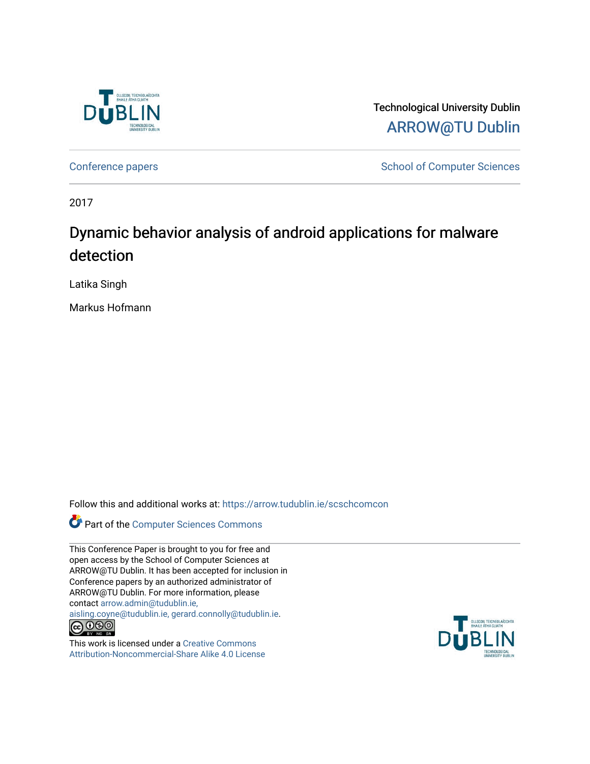Technological University Dublin

ARROW@TU Dublin

Conference papers | School of Computer Sciences

2017

# Dynamic behavior analysis of android applications for malware detection

Latika Singh

Markus Hofmann

Follow this and additional works at: https://arrow.tudublin.ie/scschcomcon

Part of the Computer Sciences Commons

This Conference Paper is brought to you for free and open access by the School of Computer Sciences at ARROW@TU Dublin. It has been accepted for inclusion in Conference papers by an authorized administrator of ARROW@TU Dublin. For more information, please contact arrow.admin@tudublin.ie, aisling.coyne@tudublin.ie, gerard.connolly@tudublin.ie.

This work is licensed under a Creative Commons Attribution-Noncommercial-Share Alike 4.0 License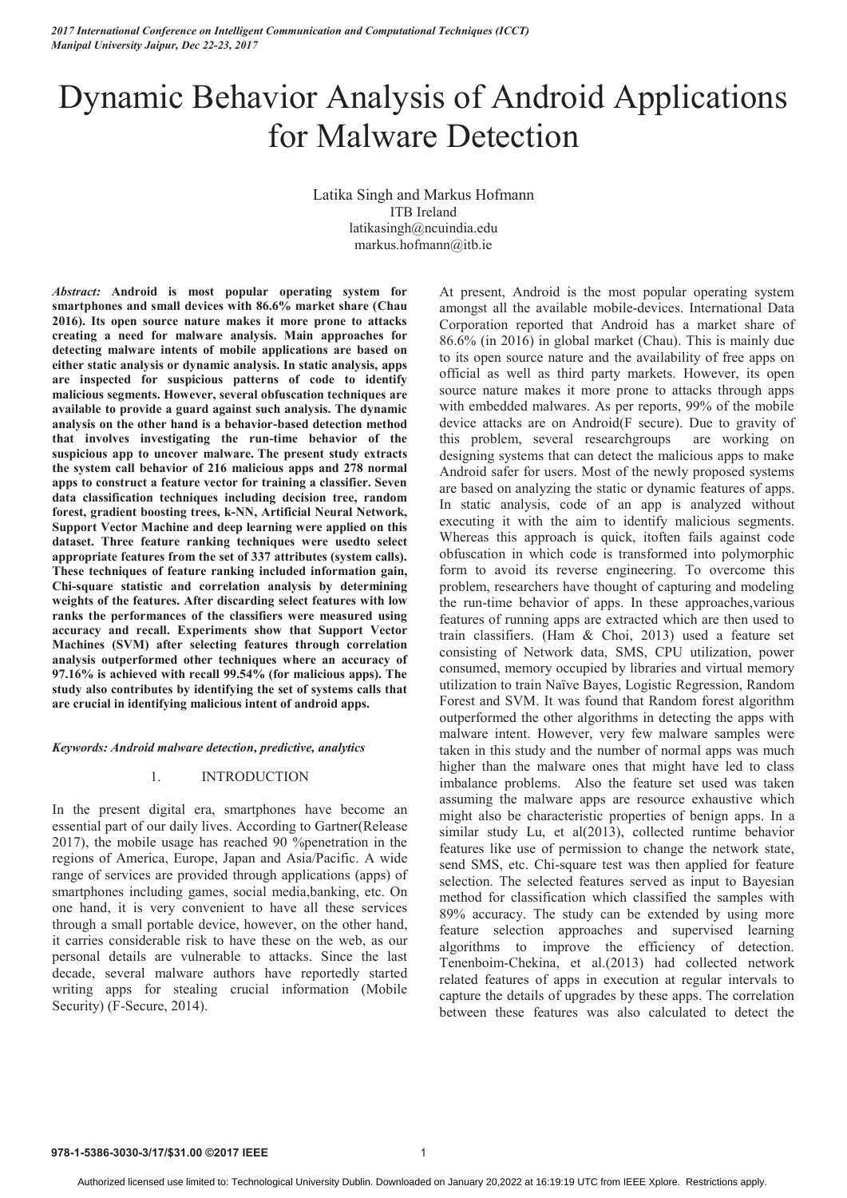# Dynamic Behavior Analysis of Android Applications for Malware Detection

Latika Singh and Markus Hofmann
ITB Ireland
latikasingh@ncuindia.edu
markus.hofmann@itb.ie

*Abstract:* **Android is most popular operating system for smartphones and small devices with 86.6% market share (Chau 2016). Its open source nature makes it more prone to attacks creating a need for malware analysis. Main approaches for detecting malware intents of mobile applications are based on either static analysis or dynamic analysis. In static analysis, apps are inspected for suspicious patterns of code to identify malicious segments. However, several obfuscation techniques are available to provide a guard against such analysis. The dynamic analysis on the other hand is a behavior-based detection method that involves investigating the run-time behavior of the suspicious app to uncover malware. The present study extracts the system call behavior of 216 malicious apps and 278 normal apps to construct a feature vector for training a classifier. Seven data classification techniques including decision tree, random forest, gradient boosting trees, k-NN, Artificial Neural Network, Support Vector Machine and deep learning were applied on this dataset. Three feature ranking techniques were usedto select appropriate features from the set of 337 attributes (system calls). These techniques of feature ranking included information gain, Chi-square statistic and correlation analysis by determining weights of the features. After discarding select features with low ranks the performances of the classifiers were measured using accuracy and recall. Experiments show that Support Vector Machines (SVM) after selecting features through correlation analysis outperformed other techniques where an accuracy of 97.16% is achieved with recall 99.54% (for malicious apps). The study also contributes by identifying the set of systems calls that are crucial in identifying malicious intent of android apps.**

***Keywords: Android malware detection, predictive, analytics***

## 1. INTRODUCTION

In the present digital era, smartphones have become an essential part of our daily lives. According to Gartner(Release 2017), the mobile usage has reached 90 %penetration in the regions of America, Europe, Japan and Asia/Pacific. A wide range of services are provided through applications (apps) of smartphones including games, social media,banking, etc. On one hand, it is very convenient to have all these services through a small portable device, however, on the other hand, it carries considerable risk to have these on the web, as our personal details are vulnerable to attacks. Since the last decade, several malware authors have reportedly started writing apps for stealing crucial information (Mobile Security) (F-Secure, 2014).

At present, Android is the most popular operating system amongst all the available mobile-devices. International Data Corporation reported that Android has a market share of 86.6% (in 2016) in global market (Chau). This is mainly due to its open source nature and the availability of free apps on official as well as third party markets. However, its open source nature makes it more prone to attacks through apps with embedded malwares. As per reports, 99% of the mobile device attacks are on Android(F secure). Due to gravity of this problem, several researchgroups are working on designing systems that can detect the malicious apps to make Android safer for users. Most of the newly proposed systems are based on analyzing the static or dynamic features of apps. In static analysis, code of an app is analyzed without executing it with the aim to identify malicious segments. Whereas this approach is quick, itoften fails against code obfuscation in which code is transformed into polymorphic form to avoid its reverse engineering. To overcome this problem, researchers have thought of capturing and modeling the run-time behavior of apps. In these approaches,various features of running apps are extracted which are then used to train classifiers. (Ham & Choi, 2013) used a feature set consisting of Network data, SMS, CPU utilization, power consumed, memory occupied by libraries and virtual memory utilization to train Naïve Bayes, Logistic Regression, Random Forest and SVM. It was found that Random forest algorithm outperformed the other algorithms in detecting the apps with malware intent. However, very few malware samples were taken in this study and the number of normal apps was much higher than the malware ones that might have led to class imbalance problems. Also the feature set used was taken assuming the malware apps are resource exhaustive which might also be characteristic properties of benign apps. In a similar study Lu, et al(2013), collected runtime behavior features like use of permission to change the network state, send SMS, etc. Chi-square test was then applied for feature selection. The selected features served as input to Bayesian method for classification which classified the samples with 89% accuracy. The study can be extended by using more feature selection approaches and supervised learning algorithms to improve the efficiency of detection. Tenenboim-Chekina, et al.(2013) had collected network related features of apps in execution at regular intervals to capture the details of upgrades by these apps. The correlation between these features was also calculated to detect the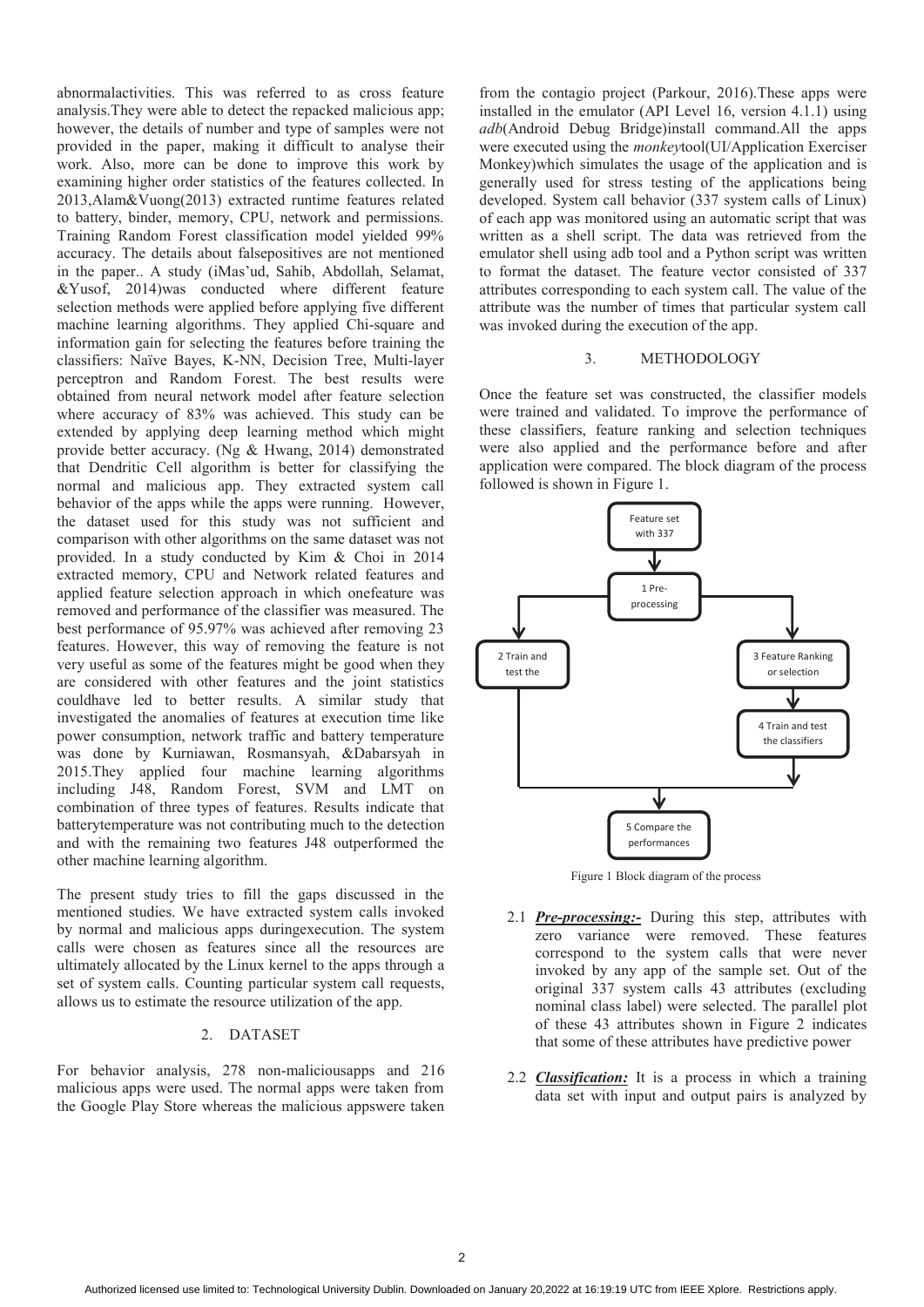abnormalactivities. This was referred to as cross feature analysis.They were able to detect the repacked malicious app; however, the details of number and type of samples were not provided in the paper, making it difficult to analyse their work. Also, more can be done to improve this work by examining higher order statistics of the features collected. In 2013,Alam&Vuong(2013) extracted runtime features related to battery, binder, memory, CPU, network and permissions. Training Random Forest classification model yielded 99% accuracy. The details about falsepositives are not mentioned in the paper.. A study (iMas'ud, Sahib, Abdollah, Selamat, &Yusof, 2014)was conducted where different feature selection methods were applied before applying five different machine learning algorithms. They applied Chi-square and information gain for selecting the features before training the classifiers: Naïve Bayes, K-NN, Decision Tree, Multi-layer perceptron and Random Forest. The best results were obtained from neural network model after feature selection where accuracy of 83% was achieved. This study can be extended by applying deep learning method which might provide better accuracy. (Ng & Hwang, 2014) demonstrated that Dendritic Cell algorithm is better for classifying the normal and malicious app. They extracted system call behavior of the apps while the apps were running. However, the dataset used for this study was not sufficient and comparison with other algorithms on the same dataset was not provided. In a study conducted by Kim & Choi in 2014 extracted memory, CPU and Network related features and applied feature selection approach in which onefeature was removed and performance of the classifier was measured. The best performance of 95.97% was achieved after removing 23 features. However, this way of removing the feature is not very useful as some of the features might be good when they are considered with other features and the joint statistics couldhave led to better results. A similar study that investigated the anomalies of features at execution time like power consumption, network traffic and battery temperature was done by Kurniawan, Rosmansyah, &Dabarsyah in 2015.They applied four machine learning algorithms including J48, Random Forest, SVM and LMT on combination of three types of features. Results indicate that batterytemperature was not contributing much to the detection and with the remaining two features J48 outperformed the other machine learning algorithm.

The present study tries to fill the gaps discussed in the mentioned studies. We have extracted system calls invoked by normal and malicious apps duringexecution. The system calls were chosen as features since all the resources are ultimately allocated by the Linux kernel to the apps through a set of system calls. Counting particular system call requests, allows us to estimate the resource utilization of the app.

## 2. DATASET

For behavior analysis, 278 non-maliciousapps and 216 malicious apps were used. The normal apps were taken from the Google Play Store whereas the malicious appswere taken from the contagio project (Parkour, 2016).These apps were installed in the emulator (API Level 16, version 4.1.1) using *adb*(Android Debug Bridge)install command.All the apps were executed using the *monkey*tool(UI/Application Exerciser Monkey)which simulates the usage of the application and is generally used for stress testing of the applications being developed. System call behavior (337 system calls of Linux) of each app was monitored using an automatic script that was written as a shell script. The data was retrieved from the emulator shell using adb tool and a Python script was written to format the dataset. The feature vector consisted of 337 attributes corresponding to each system call. The value of the attribute was the number of times that particular system call was invoked during the execution of the app.

## 3. METHODOLOGY

Once the feature set was constructed, the classifier models were trained and validated. To improve the performance of these classifiers, feature ranking and selection techniques were also applied and the performance before and after application were compared. The block diagram of the process followed is shown in Figure 1.

Feature set with 337 → 1 Pre-processing → 2 Train and test the / 3 Feature Ranking or selection → 4 Train and test the classifiers → 5 Compare the performances

Figure 1 Block diagram of the process

2.1 ***Pre-processing:-*** During this step, attributes with zero variance were removed. These features correspond to the system calls that were never invoked by any app of the sample set. Out of the original 337 system calls 43 attributes (excluding nominal class label) were selected. The parallel plot of these 43 attributes shown in Figure 2 indicates that some of these attributes have predictive power

2.2 ***Classification:*** It is a process in which a training data set with input and output pairs is analyzed by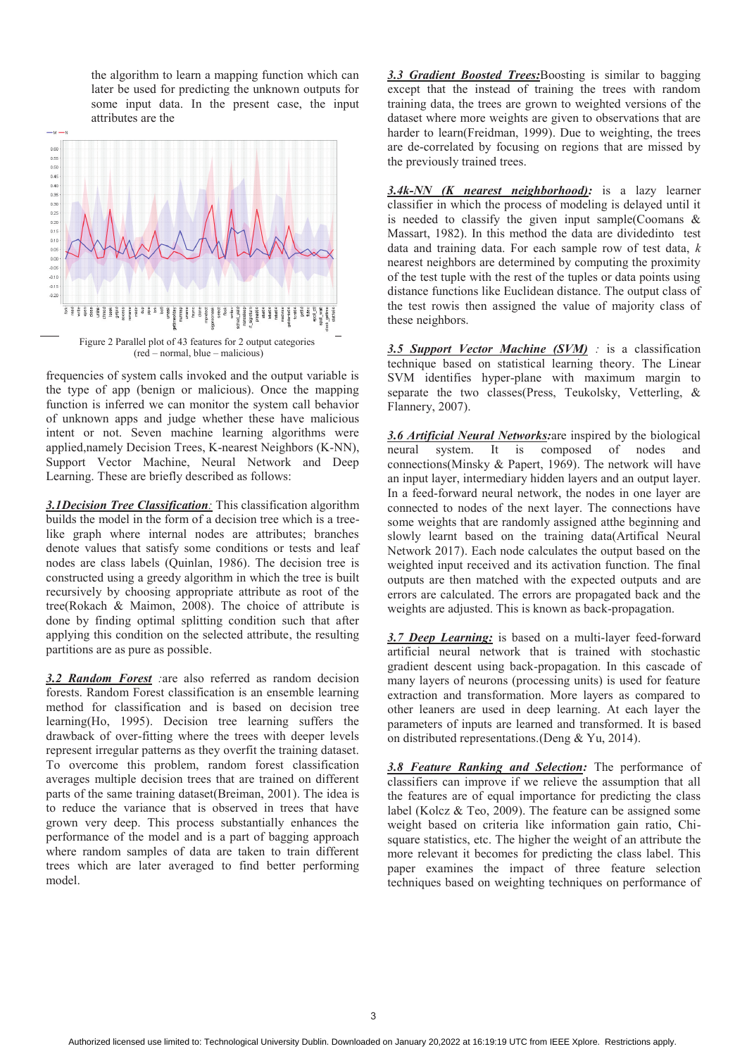the algorithm to learn a mapping function which can later be used for predicting the unknown outputs for some input data. In the present case, the input attributes are the

Figure 2 Parallel plot of 43 features for 2 output categories (red – normal, blue – malicious)

frequencies of system calls invoked and the output variable is the type of app (benign or malicious). Once the mapping function is inferred we can monitor the system call behavior of unknown apps and judge whether these have malicious intent or not. Seven machine learning algorithms were applied,namely Decision Trees, K-nearest Neighbors (K-NN), Support Vector Machine, Neural Network and Deep Learning. These are briefly described as follows:

***3.1Decision Tree Classification***: This classification algorithm builds the model in the form of a decision tree which is a tree-like graph where internal nodes are attributes; branches denote values that satisfy some conditions or tests and leaf nodes are class labels (Quinlan, 1986). The decision tree is constructed using a greedy algorithm in which the tree is built recursively by choosing appropriate attribute as root of the tree(Rokach & Maimon, 2008). The choice of attribute is done by finding optimal splitting condition such that after applying this condition on the selected attribute, the resulting partitions are as pure as possible.

***3.2 Random Forest*** :are also referred as random decision forests. Random Forest classification is an ensemble learning method for classification and is based on decision tree learning(Ho, 1995). Decision tree learning suffers the drawback of over-fitting where the trees with deeper levels represent irregular patterns as they overfit the training dataset. To overcome this problem, random forest classification averages multiple decision trees that are trained on different parts of the same training dataset(Breiman, 2001). The idea is to reduce the variance that is observed in trees that have grown very deep. This process substantially enhances the performance of the model and is a part of bagging approach where random samples of data are taken to train different trees which are later averaged to find better performing model.

***3.3 Gradient Boosted Trees:***Boosting is similar to bagging except that the instead of training the trees with random training data, the trees are grown to weighted versions of the dataset where more weights are given to observations that are harder to learn(Freidman, 1999). Due to weighting, the trees are de-correlated by focusing on regions that are missed by the previously trained trees.

***3.4k-NN (K nearest neighborhood):*** is a lazy learner classifier in which the process of modeling is delayed until it is needed to classify the given input sample(Coomans & Massart, 1982). In this method the data are dividedinto test data and training data. For each sample row of test data, *k* nearest neighbors are determined by computing the proximity of the test tuple with the rest of the tuples or data points using distance functions like Euclidean distance. The output class of the test rowis then assigned the value of majority class of these neighbors.

***3.5 Support Vector Machine (SVM)*** : is a classification technique based on statistical learning theory. The Linear SVM identifies hyper-plane with maximum margin to separate the two classes(Press, Teukolsky, Vetterling, & Flannery, 2007).

***3.6 Artificial Neural Networks:***are inspired by the biological neural system. It is composed of nodes and connections(Minsky & Papert, 1969). The network will have an input layer, intermediary hidden layers and an output layer. In a feed-forward neural network, the nodes in one layer are connected to nodes of the next layer. The connections have some weights that are randomly assigned atthe beginning and slowly learnt based on the training data(Artificial Neural Network 2017). Each node calculates the output based on the weighted input received and its activation function. The final outputs are then matched with the expected outputs and are errors are calculated. The errors are propagated back and the weights are adjusted. This is known as back-propagation.

***3.7 Deep Learning:*** is based on a multi-layer feed-forward artificial neural network that is trained with stochastic gradient descent using back-propagation. In this cascade of many layers of neurons (processing units) is used for feature extraction and transformation. More layers as compared to other leaners are used in deep learning. At each layer the parameters of inputs are learned and transformed. It is based on distributed representations.(Deng & Yu, 2014).

***3.8 Feature Ranking and Selection:*** The performance of classifiers can improve if we relieve the assumption that all the features are of equal importance for predicting the class label (Kolcz & Teo, 2009). The feature can be assigned some weight based on criteria like information gain ratio, Chi-square statistics, etc. The higher the weight of an attribute the more relevant it becomes for predicting the class label. This paper examines the impact of three feature selection techniques based on weighting techniques on performance of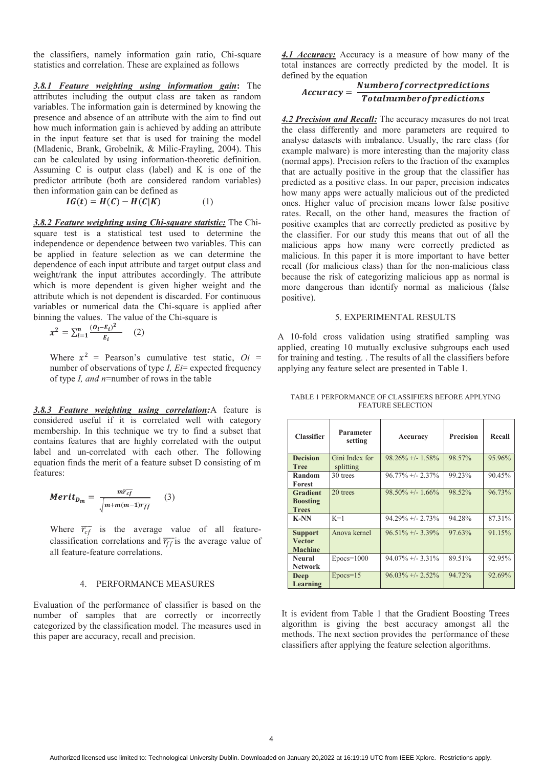the classifiers, namely information gain ratio, Chi-square statistics and correlation. These are explained as follows

***3.8.1 Feature weighting using information gain*:** The attributes including the output class are taken as random variables. The information gain is determined by knowing the presence and absence of an attribute with the aim to find out how much information gain is achieved by adding an attribute in the input feature set that is used for training the model (Mladenic, Brank, Grobelnik, & Milic-Frayling, 2004). This can be calculated by using information-theoretic definition. Assuming C is output class (label) and K is one of the predictor attribute (both are considered random variables) then information gain can be defined as

$$IG(t) = H(C) - H(C|K) \qquad (1)$$

***3.8.2 Feature weighting using Chi-square statistic:*** The Chi-square test is a statistical test used to determine the independence or dependence between two variables. This can be applied in feature selection as we can determine the dependence of each input attribute and target output class and weight/rank the input attributes accordingly. The attribute which is more dependent is given higher weight and the attribute which is not dependent is discarded. For continuous variables or numerical data the Chi-square is applied after binning the values. The value of the Chi-square is

$$x^2 = \sum_{i=1}^{n} \frac{(O_i - E_i)^2}{E_i} \qquad (2)$$

Where $x^2$ = Pearson's cumulative test static, $Oi$ = number of observations of type *I, Ei*= expected frequency of type *I, and n*=number of rows in the table

***3.8.3 Feature weighting using correlation:*** A feature is considered useful if it is correlated well with category membership. In this technique we try to find a subset that contains features that are highly correlated with the output label and un-correlated with each other. The following equation finds the merit of a feature subset D consisting of m features:

$$Merit_{D_m} = \frac{m\overline{r_{cf}}}{\sqrt{m + m(m-1)\overline{r_{ff}}}} \qquad (3)$$

Where $\overline{r_{cf}}$ is the average value of all feature-classification correlations and $\overline{r_{ff}}$ is the average value of all feature-feature correlations.

## 4. PERFORMANCE MEASURES

Evaluation of the performance of classifier is based on the number of samples that are correctly or incorrectly categorized by the classification model. The measures used in this paper are accuracy, recall and precision.

***4.1 Accuracy:*** Accuracy is a measure of how many of the total instances are correctly predicted by the model. It is defined by the equation

$$Accuracy = \frac{Number of correct predictions}{Total number of predictions}$$

***4.2 Precision and Recall:*** The accuracy measures do not treat the class differently and more parameters are required to analyse datasets with imbalance. Usually, the rare class (for example malware) is more interesting than the majority class (normal apps). Precision refers to the fraction of the examples that are actually positive in the group that the classifier has predicted as a positive class. In our paper, precision indicates how many apps were actually malicious out of the predicted ones. Higher value of precision means lower false positive rates. Recall, on the other hand, measures the fraction of positive examples that are correctly predicted as positive by the classifier. For our study this means that out of all the malicious apps how many were correctly predicted as malicious. In this paper it is more important to have better recall (for malicious class) than for the non-malicious class because the risk of categorizing malicious app as normal is more dangerous than identify normal as malicious (false positive).

## 5. EXPERIMENTAL RESULTS

A 10-fold cross validation using stratified sampling was applied, creating 10 mutually exclusive subgroups each used for training and testing. . The results of all the classifiers before applying any feature select are presented in Table 1.

TABLE 1 PERFORMANCE OF CLASSIFIERS BEFORE APPLYING FEATURE SELECTION

| Classifier | Parameter setting | Accuracy | Precision | Recall |
|---|---|---|---|---|
| **Decision Tree** | Gini Index for splitting | 98.26% +/- 1.58% | 98.57% | 95.96% |
| **Random Forest** | 30 trees | 96.77% +/- 2.37% | 99.23% | 90.45% |
| **Gradient Boosting Trees** | 20 trees | 98.50% +/- 1.66% | 98.52% | 96.73% |
| **K-NN** | K=1 | 94.29% +/- 2.73% | 94.28% | 87.31% |
| **Support Vector Machine** | Anova kernel | 96.51% +/- 3.39% | 97.63% | 91.15% |
| **Neural Network** | Epocs=1000 | 94.07% +/- 3.31% | 89.51% | 92.95% |
| **Deep Learning** | Epocs=15 | 96.03% +/- 2.52% | 94.72% | 92.69% |

It is evident from Table 1 that the Gradient Boosting Trees algorithm is giving the best accuracy amongst all the methods. The next section provides the performance of these classifiers after applying the feature selection algorithms.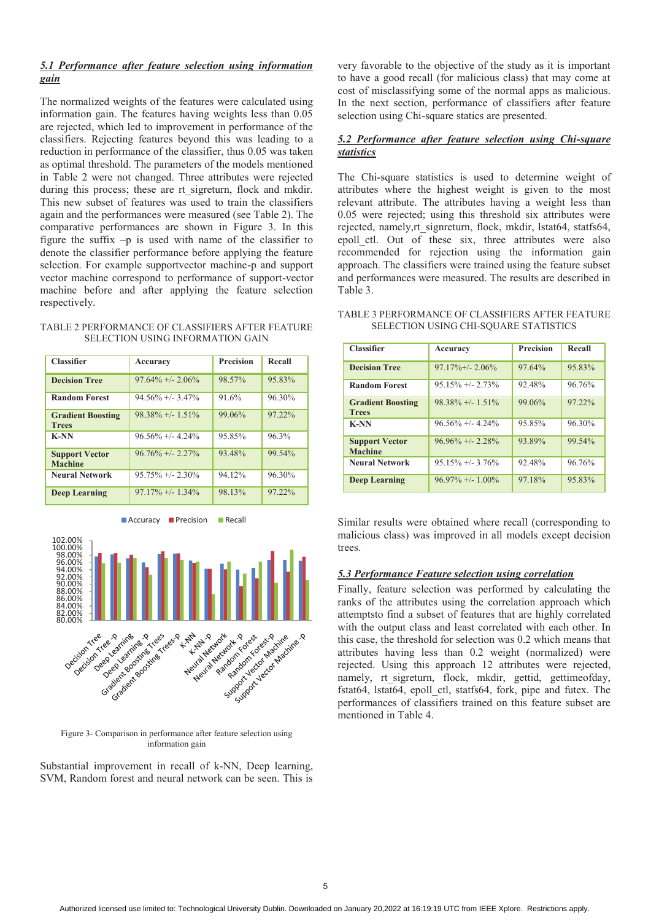### *5.1 Performance after feature selection using information gain*

The normalized weights of the features were calculated using information gain. The features having weights less than 0.05 are rejected, which led to improvement in performance of the classifiers. Rejecting features beyond this was leading to a reduction in performance of the classifier, thus 0.05 was taken as optimal threshold. The parameters of the models mentioned in Table 2 were not changed. Three attributes were rejected during this process; these are rt_sigreturn, flock and mkdir. This new subset of features was used to train the classifiers again and the performances were measured (see Table 2). The comparative performances are shown in Figure 3. In this figure the suffix –p is used with name of the classifier to denote the classifier performance before applying the feature selection. For example supportvector machine-p and support vector machine correspond to performance of support-vector machine before and after applying the feature selection respectively.

TABLE 2 PERFORMANCE OF CLASSIFIERS AFTER FEATURE SELECTION USING INFORMATION GAIN

| Classifier | Accuracy | Precision | Recall |
|---|---|---|---|
| **Decision Tree** | 97.64% +/- 2.06% | 98.57% | 95.83% |
| **Random Forest** | 94.56% +/- 3.47% | 91.6% | 96.30% |
| **Gradient Boosting Trees** | 98.38% +/- 1.51% | 99.06% | 97.22% |
| **K-NN** | 96.56% +/- 4.24% | 95.85% | 96.3% |
| **Support Vector Machine** | 96.76% +/- 2.27% | 93.48% | 99.54% |
| **Neural Network** | 95.75% +/- 2.30% | 94.12% | 96.30% |
| **Deep Learning** | 97.17% +/- 1.34% | 98.13% | 97.22% |

Figure 3- Comparison in performance after feature selection using information gain

Substantial improvement in recall of k-NN, Deep learning, SVM, Random forest and neural network can be seen. This is very favorable to the objective of the study as it is important to have a good recall (for malicious class) that may come at cost of misclassifying some of the normal apps as malicious. In the next section, performance of classifiers after feature selection using Chi-square statics are presented.

### *5.2 Performance after feature selection using Chi-square statistics*

The Chi-square statistics is used to determine weight of attributes where the highest weight is given to the most relevant attribute. The attributes having a weight less than 0.05 were rejected; using this threshold six attributes were rejected, namely,rt_signreturn, flock, mkdir, lstat64, statfs64, epoll_ctl. Out of these six, three attributes were also recommended for rejection using the information gain approach. The classifiers were trained using the feature subset and performances were measured. The results are described in Table 3.

TABLE 3 PERFORMANCE OF CLASSIFIERS AFTER FEATURE SELECTION USING CHI-SQUARE STATISTICS

| Classifier | Accuracy | Precision | Recall |
|---|---|---|---|
| **Decision Tree** | 97.17%+/- 2.06% | 97.64% | 95.83% |
| **Random Forest** | 95.15% +/- 2.73% | 92.48% | 96.76% |
| **Gradient Boosting Trees** | 98.38% +/- 1.51% | 99.06% | 97.22% |
| **K-NN** | 96.56% +/- 4.24% | 95.85% | 96.30% |
| **Support Vector Machine** | 96.96% +/- 2.28% | 93.89% | 99.54% |
| **Neural Network** | 95.15% +/- 3.76% | 92.48% | 96.76% |
| **Deep Learning** | 96.97% +/- 1.00% | 97.18% | 95.83% |

Similar results were obtained where recall (corresponding to malicious class) was improved in all models except decision trees.

### *5.3 Performance Feature selection using correlation*

Finally, feature selection was performed by calculating the ranks of the attributes using the correlation approach which attemptsto find a subset of features that are highly correlated with the output class and least correlated with each other. In this case, the threshold for selection was 0.2 which means that attributes having less than 0.2 weight (normalized) were rejected. Using this approach 12 attributes were rejected, namely, rt_sigreturn, flock, mkdir, gettid, gettimeofday, fstat64, lstat64, epoll_ctl, statfs64, fork, pipe and futex. The performances of classifiers trained on this feature subset are mentioned in Table 4.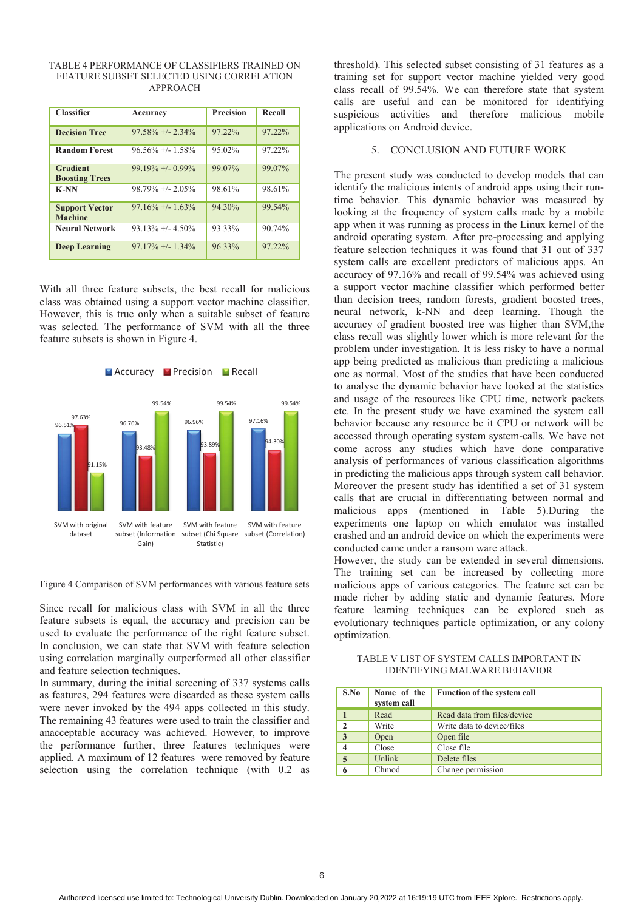TABLE 4 PERFORMANCE OF CLASSIFIERS TRAINED ON FEATURE SUBSET SELECTED USING CORRELATION APPROACH

| Classifier | Accuracy | Precision | Recall |
|---|---|---|---|
| **Decision Tree** | 97.58% +/- 2.34% | 97.22% | 97.22% |
| **Random Forest** | 96.56% +/- 1.58% | 95.02% | 97.22% |
| **Gradient Boosting Trees** | 99.19% +/- 0.99% | 99.07% | 99.07% |
| **K-NN** | 98.79% +/- 2.05% | 98.61% | 98.61% |
| **Support Vector Machine** | 97.16% +/- 1.63% | 94.30% | 99.54% |
| **Neural Network** | 93.13% +/- 4.50% | 93.33% | 90.74% |
| **Deep Learning** | 97.17% +/- 1.34% | 96.33% | 97.22% |

With all three feature subsets, the best recall for malicious class was obtained using a support vector machine classifier. However, this is true only when a suitable subset of feature was selected. The performance of SVM with all the three feature subsets is shown in Figure 4.

| | Accuracy | Precision | Recall |
|---|---|---|---|
| SVM with original dataset | 96.51% | 97.63% | 91.15% |
| SVM with feature subset (Information Gain) | 96.76% | 93.48% | 99.54% |
| SVM with feature subset (Chi Square Statistic) | 96.96% | 93.89% | 99.54% |
| SVM with feature subset (Correlation) | 97.16% | 94.30% | 99.54% |

Figure 4 Comparison of SVM performances with various feature sets

Since recall for malicious class with SVM in all the three feature subsets is equal, the accuracy and precision can be used to evaluate the performance of the right feature subset. In conclusion, we can state that SVM with feature selection using correlation marginally outperformed all other classifier and feature selection techniques.

In summary, during the initial screening of 337 systems calls as features, 294 features were discarded as these system calls were never invoked by the 494 apps collected in this study. The remaining 43 features were used to train the classifier and anacceptable accuracy was achieved. However, to improve the performance further, three features techniques were applied. A maximum of 12 features were removed by feature selection using the correlation technique (with 0.2 as threshold). This selected subset consisting of 31 features as a training set for support vector machine yielded very good class recall of 99.54%. We can therefore state that system calls are useful and can be monitored for identifying suspicious activities and therefore malicious mobile applications on Android device.

## 5. CONCLUSION AND FUTURE WORK

The present study was conducted to develop models that can identify the malicious intents of android apps using their run-time behavior. This dynamic behavior was measured by looking at the frequency of system calls made by a mobile app when it was running as process in the Linux kernel of the android operating system. After pre-processing and applying feature selection techniques it was found that 31 out of 337 system calls are excellent predictors of malicious apps. An accuracy of 97.16% and recall of 99.54% was achieved using a support vector machine classifier which performed better than decision trees, random forests, gradient boosted trees, neural network, k-NN and deep learning. Though the accuracy of gradient boosted tree was higher than SVM,the class recall was slightly lower which is more relevant for the problem under investigation. It is less risky to have a normal app being predicted as malicious than predicting a malicious one as normal. Most of the studies that have been conducted to analyse the dynamic behavior have looked at the statistics and usage of the resources like CPU time, network packets etc. In the present study we have examined the system call behavior because any resource be it CPU or network will be accessed through operating system system-calls. We have not come across any studies which have done comparative analysis of performances of various classification algorithms in predicting the malicious apps through system call behavior. Moreover the present study has identified a set of 31 system calls that are crucial in differentiating between normal and malicious apps (mentioned in Table 5).During the experiments one laptop on which emulator was installed crashed and an android device on which the experiments were conducted came under a ransom ware attack.

However, the study can be extended in several dimensions. The training set can be increased by collecting more malicious apps of various categories. The feature set can be made richer by adding static and dynamic features. More feature learning techniques can be explored such as evolutionary techniques particle optimization, or any colony optimization.

TABLE V LIST OF SYSTEM CALLS IMPORTANT IN IDENTIFYING MALWARE BEHAVIOR

| S.No | Name of the system call | Function of the system call |
|---|---|---|
| **1** | Read | Read data from files/device |
| **2** | Write | Write data to device/files |
| **3** | Open | Open file |
| **4** | Close | Close file |
| **5** | Unlink | Delete files |
| **6** | Chmod | Change permission |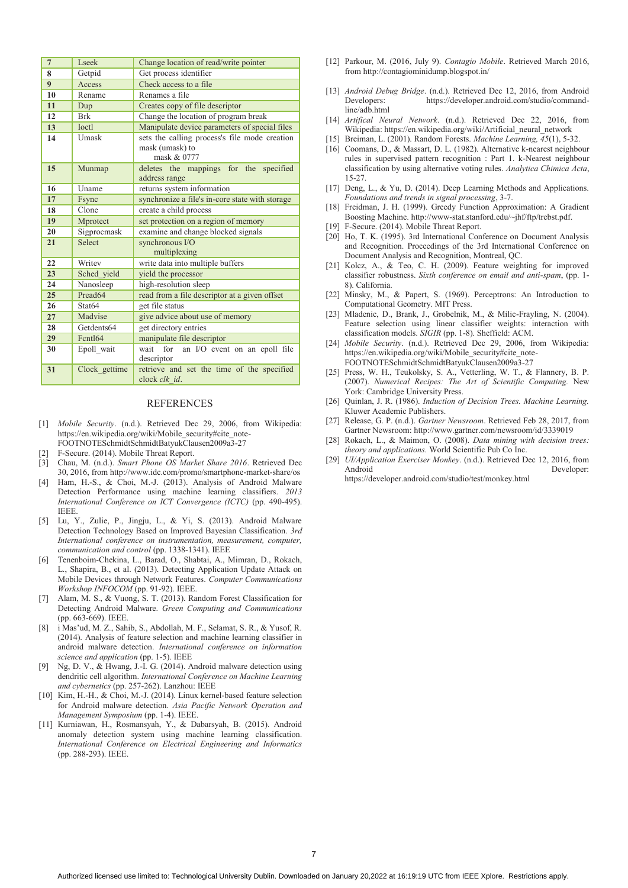| | | |
|---|---|---|
| **7** | Lseek | Change location of read/write pointer |
| **8** | Getpid | Get process identifier |
| **9** | Access | Check access to a file |
| **10** | Rename | Renames a file |
| **11** | Dup | Creates copy of file descriptor |
| **12** | Brk | Change the location of program break |
| **13** | Ioctl | Manipulate device parameters of special files |
| **14** | Umask | sets the calling process's file mode creation mask (umask) to mask & 0777 |
| **15** | Munmap | deletes the mappings for the specified address range |
| **16** | Uname | returns system information |
| **17** | Fsync | synchronize a file's in-core state with storage |
| **18** | Clone | create a child process |
| **19** | Mprotect | set protection on a region of memory |
| **20** | Sigprocmask | examine and change blocked signals |
| **21** | Select | synchronous I/O multiplexing |
| **22** | Writev | write data into multiple buffers |
| **23** | Sched_yield | yield the processor |
| **24** | Nanosleep | high-resolution sleep |
| **25** | Pread64 | read from a file descriptor at a given offset |
| **26** | Stat64 | get file status |
| **27** | Madvise | give advice about use of memory |
| **28** | Getdents64 | get directory entries |
| **29** | Fcntl64 | manipulate file descriptor |
| **30** | Epoll_wait | wait for an I/O event on an epoll file descriptor |
| **31** | Clock_gettime | retrieve and set the time of the specified clock *clk_id*. |

## REFERENCES

[1] *Mobile Security*. (n.d.). Retrieved Dec 29, 2006, from Wikipedia: https://en.wikipedia.org/wiki/Mobile_security#cite_note-FOOTNOTESchmidtSchmidtBatyukClausen2009a3-27

[2] F-Secure. (2014). Mobile Threat Report.

[3] Chau, M. (n.d.). *Smart Phone OS Market Share 2016*. Retrieved Dec 30, 2016, from http://www.idc.com/promo/smartphone-market-share/os

[4] Ham, H.-S., & Choi, M.-J. (2013). Analysis of Android Malware Detection Performance using machine learning classifiers. *2013 International Conference on ICT Convergence (ICTC)* (pp. 490-495). IEEE.

[5] Lu, Y., Zulie, P., Jingju, L., & Yi, S. (2013). Android Malware Detection Technology Based on Improved Bayesian Classification. *3rd International conference on instrumentation, measurement, computer, communication and control* (pp. 1338-1341). IEEE

[6] Tenenboim-Chekina, L., Barad, O., Shabtai, A., Mimran, D., Rokach, L., Shapira, B., et al. (2013). Detecting Application Update Attack on Mobile Devices through Network Features. *Computer Communications Workshop INFOCOM* (pp. 91-92). IEEE.

[7] Alam, M. S., & Vuong, S. T. (2013). Random Forest Classification for Detecting Android Malware. *Green Computing and Communications* (pp. 663-669). IEEE.

[8] i Mas'ud, M. Z., Sahib, S., Abdollah, M. F., Selamat, S. R., & Yusof, R. (2014). Analysis of feature selection and machine learning classifier in android malware detection. *International conference on information science and application* (pp. 1-5). IEEE

[9] Ng, D. V., & Hwang, J.-I. G. (2014). Android malware detection using dendritic cell algorithm. *International Conference on Machine Learning and cybernetics* (pp. 257-262). Lanzhou: IEEE

[10] Kim, H.-H., & Choi, M.-J. (2014). Linux kernel-based feature selection for Android malware detection. *Asia Pacific Network Operation and Management Symposium* (pp. 1-4). IEEE.

[11] Kurniawan, H., Rosmansyah, Y., & Dabarsyah, B. (2015). Android anomaly detection system using machine learning classification. *International Conference on Electrical Engineering and Informatics* (pp. 288-293). IEEE.

[12] Parkour, M. (2016, July 9). *Contagio Mobile*. Retrieved March 2016, from http://contagiominidump.blogspot.in/

[13] *Android Debug Bridge*. (n.d.). Retrieved Dec 12, 2016, from Android Developers: https://developer.android.com/studio/command-line/adb.html

[14] *Artifical Neural Network*. (n.d.). Retrieved Dec 22, 2016, from Wikipedia: https://en.wikipedia.org/wiki/Artificial_neural_network

[15] Breiman, L. (2001). Random Forests. *Machine Learning, 45*(1), 5-32.

[16] Coomans, D., & Massart, D. L. (1982). Alternative k-nearest neighbour rules in supervised pattern recognition : Part 1. k-Nearest neighbour classification by using alternative voting rules. *Analytica Chimica Acta*, 15-27.

[17] Deng, L., & Yu, D. (2014). Deep Learning Methods and Applications. *Foundations and trends in signal processing*, 3-7.

[18] Freidman, J. H. (1999). Greedy Function Approximation: A Gradient Boosting Machine. http://www-stat.stanford.edu/~jhf/ftp/trebst.pdf.

[19] F-Secure. (2014). Mobile Threat Report.

[20] Ho, T. K. (1995). 3rd International Conference on Document Analysis and Recognition. Proceedings of the 3rd International Conference on Document Analysis and Recognition, Montreal, QC.

[21] Kolcz, A., & Teo, C. H. (2009). Feature weighting for improved classifier robustness. *Sixth conference on email and anti-spam*, (pp. 1-8). California.

[22] Minsky, M., & Papert, S. (1969). Perceptrons: An Introduction to Computational Geometry. MIT Press.

[23] Mladenic, D., Brank, J., Grobelnik, M., & Milic-Frayling, N. (2004). Feature selection using linear classifier weights: interaction with classification models. *SIGIR* (pp. 1-8). Sheffield: ACM.

[24] *Mobile Security*. (n.d.). Retrieved Dec 29, 2006, from Wikipedia: https://en.wikipedia.org/wiki/Mobile_security#cite_note-FOOTNOTESchmidtSchmidtBatyukClausen2009a3-27

[25] Press, W. H., Teukolsky, S. A., Vetterling, W. T., & Flannery, B. P. (2007). *Numerical Recipes: The Art of Scientific Computing.* New York: Cambridge University Press.

[26] Quinlan, J. R. (1986). *Induction of Decision Trees. Machine Learning.* Kluwer Academic Publishers.

[27] Release, G. P. (n.d.). *Gartner Newsroom*. Retrieved Feb 28, 2017, from Gartner Newsroom: http://www.gartner.com/newsroom/id/3339019

[28] Rokach, L., & Maimon, O. (2008). *Data mining with decision trees: theory and applications.* World Scientific Pub Co Inc.

[29] *UI/Application Exerciser Monkey*. (n.d.). Retrieved Dec 12, 2016, from Android Developer: https://developer.android.com/studio/test/monkey.html